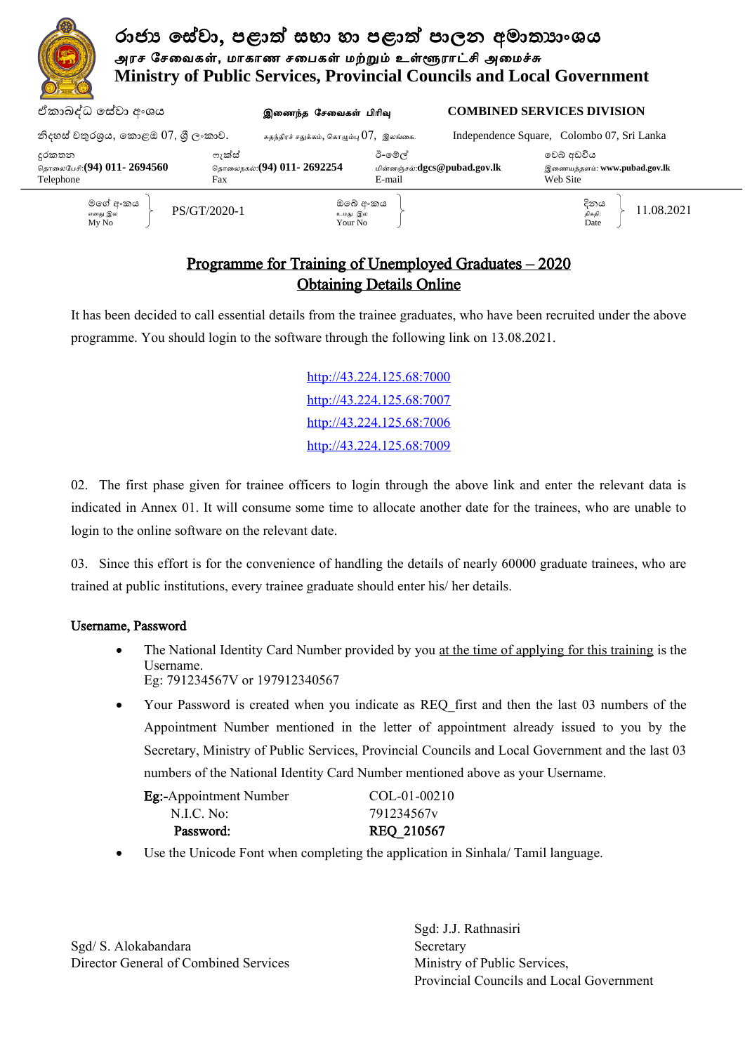# රාජ්‍ය සේවා, පළාත් සභා හා පළාත් පාලන අමාත්‍යාංශය
# அரச சேவைகள், மாகாண சபைகள் மற்றும் உள்ளூராட்சி அமைச்சு
# Ministry of Public Services, Provincial Councils and Local Government

ඒකාබද්ධ සේවා අංශය | இணைந்த சேவைகள் பிரிவு | **COMBINED SERVICES DIVISION**

නිදහස් චතුරශ්‍රය, කොළඹ 07, ශ්‍රී ලංකාව. | சுதந்திரச் சதுக்கம், கொழும்பு 07, இலங்கை. | Independence Square, Colombo 07, Sri Lanka

| දුරකතන / தொலைபேசி / Telephone | ෆැක්ස් / தொலைநகல் / Fax | ඊ-මේල් / மின்னஞ்சல் / E-mail | වෙබ් අඩවිය / இணையத்தளம் / Web Site |
|---|---|---|---|
| **(94) 011- 2694560** | **(94) 011- 2692254** | **dgcs@pubad.gov.lk** | **www.pubad.gov.lk** |

| මගේ අංකය / எனது இல / My No | ඔබේ අංකය / உமது இல / Your No | දිනය / திகதி / Date |
|---|---|---|
| PS/GT/2020-1 | | 11.08.2021 |

## Programme for Training of Unemployed Graduates – 2020
## Obtaining Details Online

It has been decided to call essential details from the trainee graduates, who have been recruited under the above programme. You should login to the software through the following link on 13.08.2021.

http://43.224.125.68:7000
http://43.224.125.68:7007
http://43.224.125.68:7006
http://43.224.125.68:7009

02. The first phase given for trainee officers to login through the above link and enter the relevant data is indicated in Annex 01. It will consume some time to allocate another date for the trainees, who are unable to login to the online software on the relevant date.

03. Since this effort is for the convenience of handling the details of nearly 60000 graduate trainees, who are trained at public institutions, every trainee graduate should enter his/ her details.

### Username, Password

- The National Identity Card Number provided by you at the time of applying for this training is the Username.
  Eg: 791234567V or 197912340567
- Your Password is created when you indicate as REQ_first and then the last 03 numbers of the Appointment Number mentioned in the letter of appointment already issued to you by the Secretary, Ministry of Public Services, Provincial Councils and Local Government and the last 03 numbers of the National Identity Card Number mentioned above as your Username.

| **Eg:**-Appointment Number | COL-01-00210 |
|---|---|
| N.I.C. No: | 791234567v |
| **Password:** | **REQ_210567** |

- Use the Unicode Font when completing the application in Sinhala/ Tamil language.

Sgd/ S. Alokabandara
Director General of Combined Services

Sgd: J.J. Rathnasiri
Secretary
Ministry of Public Services,
Provincial Councils and Local Government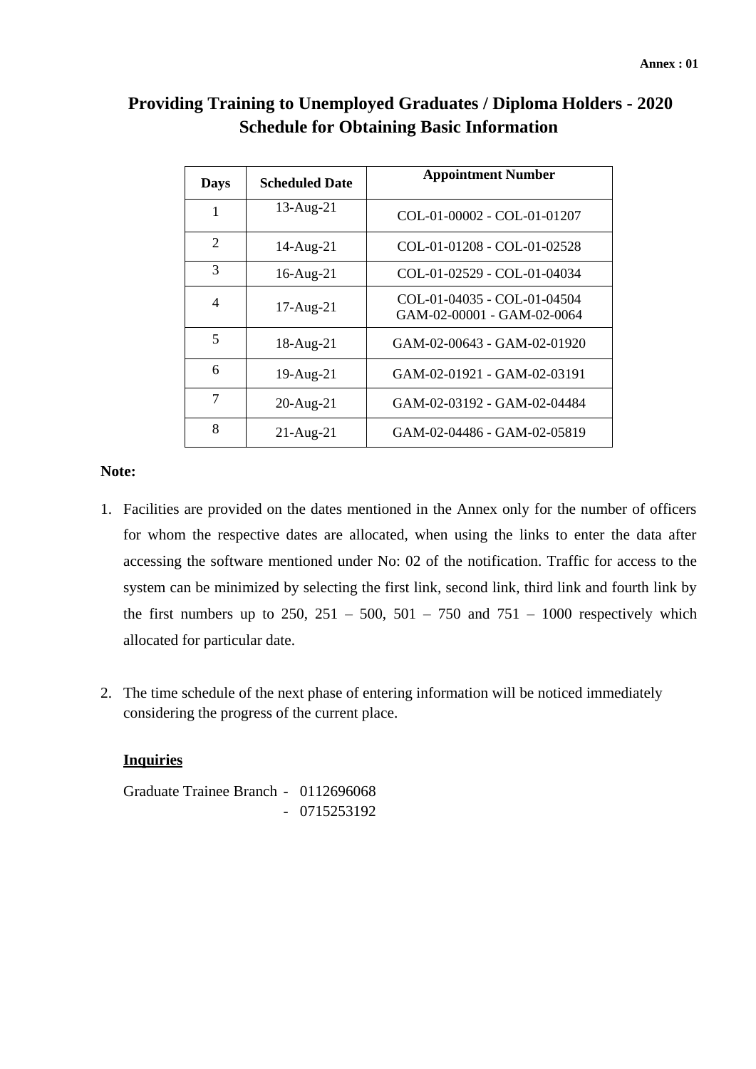**Annex : 01**

# Providing Training to Unemployed Graduates / Diploma Holders - 2020
## Schedule for Obtaining Basic Information

| Days | Scheduled Date | Appointment Number |
|---|---|---|
| 1 | 13-Aug-21 | COL-01-00002 - COL-01-01207 |
| 2 | 14-Aug-21 | COL-01-01208 - COL-01-02528 |
| 3 | 16-Aug-21 | COL-01-02529 - COL-01-04034 |
| 4 | 17-Aug-21 | COL-01-04035 - COL-01-04504<br>GAM-02-00001 - GAM-02-0064 |
| 5 | 18-Aug-21 | GAM-02-00643 - GAM-02-01920 |
| 6 | 19-Aug-21 | GAM-02-01921 - GAM-02-03191 |
| 7 | 20-Aug-21 | GAM-02-03192 - GAM-02-04484 |
| 8 | 21-Aug-21 | GAM-02-04486 - GAM-02-05819 |

**Note:**

1. Facilities are provided on the dates mentioned in the Annex only for the number of officers for whom the respective dates are allocated, when using the links to enter the data after accessing the software mentioned under No: 02 of the notification. Traffic for access to the system can be minimized by selecting the first link, second link, third link and fourth link by the first numbers up to 250, 251 – 500, 501 – 750 and 751 – 1000 respectively which allocated for particular date.

2. The time schedule of the next phase of entering information will be noticed immediately considering the progress of the current place.

**Inquiries**

Graduate Trainee Branch - 0112696068
- 0715253192